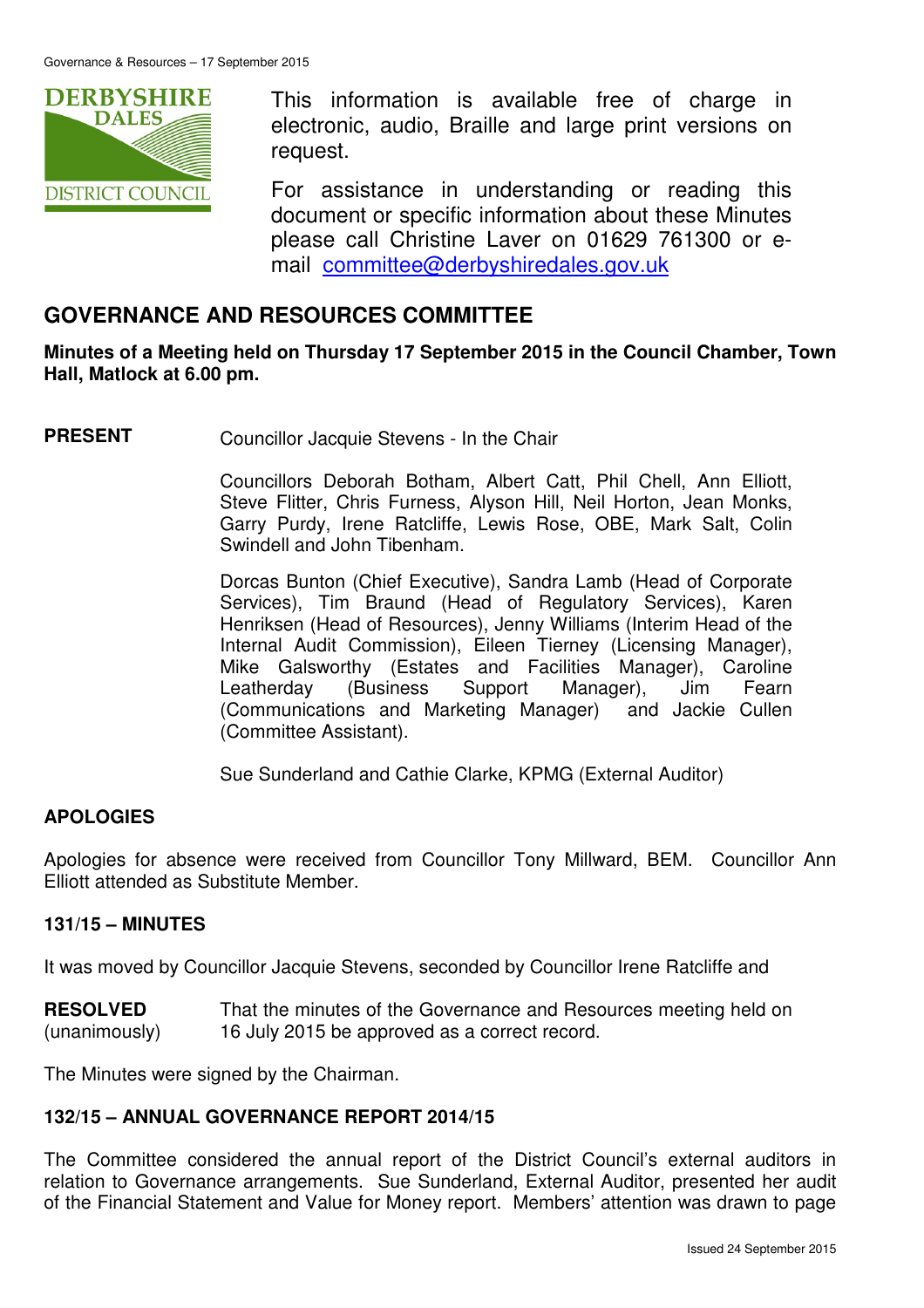This information is available free of charge in electronic, audio, Braille and large print versions on request.

For assistance in understanding or reading this document or specific information about these Minutes please call Christine Laver on 01629 761300 or e-mail committee@derbyshiredales.gov.uk

## GOVERNANCE AND RESOURCES COMMITTEE

**Minutes of a Meeting held on Thursday 17 September 2015 in the Council Chamber, Town Hall, Matlock at 6.00 pm.**

**PRESENT** Councillor Jacquie Stevens - In the Chair

Councillors Deborah Botham, Albert Catt, Phil Chell, Ann Elliott, Steve Flitter, Chris Furness, Alyson Hill, Neil Horton, Jean Monks, Garry Purdy, Irene Ratcliffe, Lewis Rose, OBE, Mark Salt, Colin Swindell and John Tibenham.

Dorcas Bunton (Chief Executive), Sandra Lamb (Head of Corporate Services), Tim Braund (Head of Regulatory Services), Karen Henriksen (Head of Resources), Jenny Williams (Interim Head of the Internal Audit Commission), Eileen Tierney (Licensing Manager), Mike Galsworthy (Estates and Facilities Manager), Caroline Leatherday (Business Support Manager), Jim Fearn (Communications and Marketing Manager) and Jackie Cullen (Committee Assistant).

Sue Sunderland and Cathie Clarke, KPMG (External Auditor)

### APOLOGIES

Apologies for absence were received from Councillor Tony Millward, BEM. Councillor Ann Elliott attended as Substitute Member.

### 131/15 – MINUTES

It was moved by Councillor Jacquie Stevens, seconded by Councillor Irene Ratcliffe and

**RESOLVED** (unanimously) That the minutes of the Governance and Resources meeting held on 16 July 2015 be approved as a correct record.

The Minutes were signed by the Chairman.

### 132/15 – ANNUAL GOVERNANCE REPORT 2014/15

The Committee considered the annual report of the District Council's external auditors in relation to Governance arrangements. Sue Sunderland, External Auditor, presented her audit of the Financial Statement and Value for Money report. Members' attention was drawn to page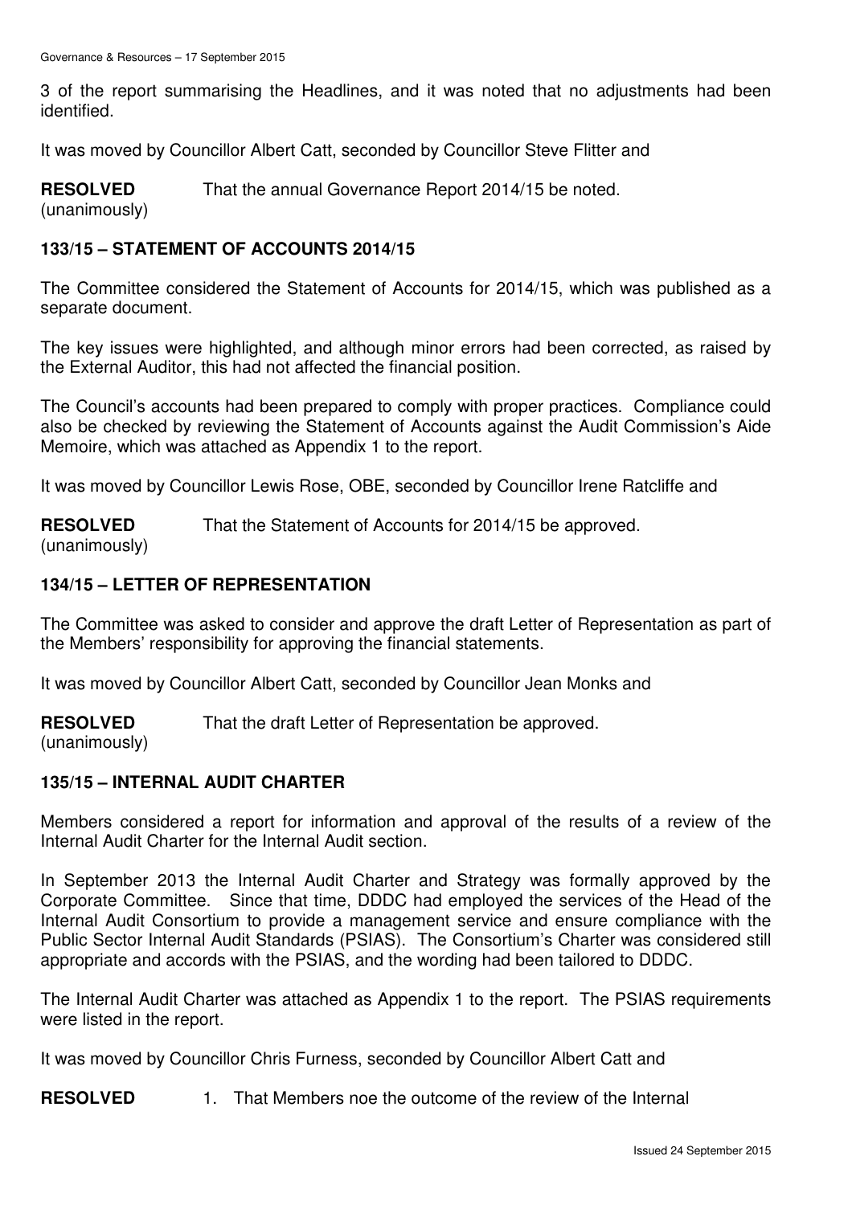3 of the report summarising the Headlines, and it was noted that no adjustments had been identified.

It was moved by Councillor Albert Catt, seconded by Councillor Steve Flitter and

**RESOLVED** (unanimously) That the annual Governance Report 2014/15 be noted.

## 133/15 – STATEMENT OF ACCOUNTS 2014/15

The Committee considered the Statement of Accounts for 2014/15, which was published as a separate document.

The key issues were highlighted, and although minor errors had been corrected, as raised by the External Auditor, this had not affected the financial position.

The Council's accounts had been prepared to comply with proper practices. Compliance could also be checked by reviewing the Statement of Accounts against the Audit Commission's Aide Memoire, which was attached as Appendix 1 to the report.

It was moved by Councillor Lewis Rose, OBE, seconded by Councillor Irene Ratcliffe and

**RESOLVED** (unanimously) That the Statement of Accounts for 2014/15 be approved.

## 134/15 – LETTER OF REPRESENTATION

The Committee was asked to consider and approve the draft Letter of Representation as part of the Members' responsibility for approving the financial statements.

It was moved by Councillor Albert Catt, seconded by Councillor Jean Monks and

**RESOLVED** (unanimously) That the draft Letter of Representation be approved.

## 135/15 – INTERNAL AUDIT CHARTER

Members considered a report for information and approval of the results of a review of the Internal Audit Charter for the Internal Audit section.

In September 2013 the Internal Audit Charter and Strategy was formally approved by the Corporate Committee. Since that time, DDDC had employed the services of the Head of the Internal Audit Consortium to provide a management service and ensure compliance with the Public Sector Internal Audit Standards (PSIAS). The Consortium's Charter was considered still appropriate and accords with the PSIAS, and the wording had been tailored to DDDC.

The Internal Audit Charter was attached as Appendix 1 to the report. The PSIAS requirements were listed in the report.

It was moved by Councillor Chris Furness, seconded by Councillor Albert Catt and

**RESOLVED** 1. That Members noe the outcome of the review of the Internal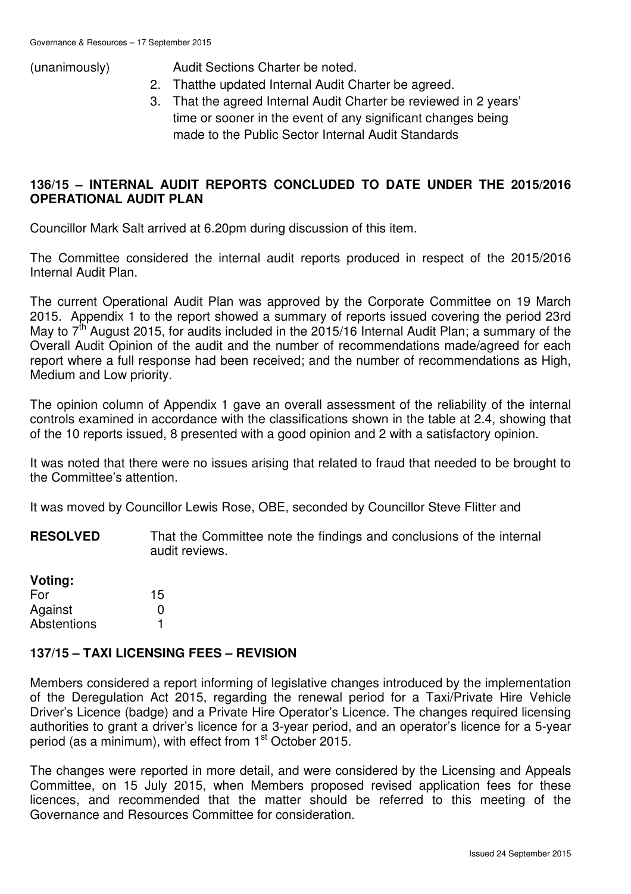(unanimously) Audit Sections Charter be noted.

2. Thatthe updated Internal Audit Charter be agreed.
3. That the agreed Internal Audit Charter be reviewed in 2 years' time or sooner in the event of any significant changes being made to the Public Sector Internal Audit Standards

**136/15 – INTERNAL AUDIT REPORTS CONCLUDED TO DATE UNDER THE 2015/2016 OPERATIONAL AUDIT PLAN**

Councillor Mark Salt arrived at 6.20pm during discussion of this item.

The Committee considered the internal audit reports produced in respect of the 2015/2016 Internal Audit Plan.

The current Operational Audit Plan was approved by the Corporate Committee on 19 March 2015. Appendix 1 to the report showed a summary of reports issued covering the period 23rd May to 7th August 2015, for audits included in the 2015/16 Internal Audit Plan; a summary of the Overall Audit Opinion of the audit and the number of recommendations made/agreed for each report where a full response had been received; and the number of recommendations as High, Medium and Low priority.

The opinion column of Appendix 1 gave an overall assessment of the reliability of the internal controls examined in accordance with the classifications shown in the table at 2.4, showing that of the 10 reports issued, 8 presented with a good opinion and 2 with a satisfactory opinion.

It was noted that there were no issues arising that related to fraud that needed to be brought to the Committee's attention.

It was moved by Councillor Lewis Rose, OBE, seconded by Councillor Steve Flitter and

**RESOLVED** That the Committee note the findings and conclusions of the internal audit reviews.

**Voting:**

| | |
|---|---|
| For | 15 |
| Against | 0 |
| Abstentions | 1 |

**137/15 – TAXI LICENSING FEES – REVISION**

Members considered a report informing of legislative changes introduced by the implementation of the Deregulation Act 2015, regarding the renewal period for a Taxi/Private Hire Vehicle Driver's Licence (badge) and a Private Hire Operator's Licence. The changes required licensing authorities to grant a driver's licence for a 3-year period, and an operator's licence for a 5-year period (as a minimum), with effect from 1st October 2015.

The changes were reported in more detail, and were considered by the Licensing and Appeals Committee, on 15 July 2015, when Members proposed revised application fees for these licences, and recommended that the matter should be referred to this meeting of the Governance and Resources Committee for consideration.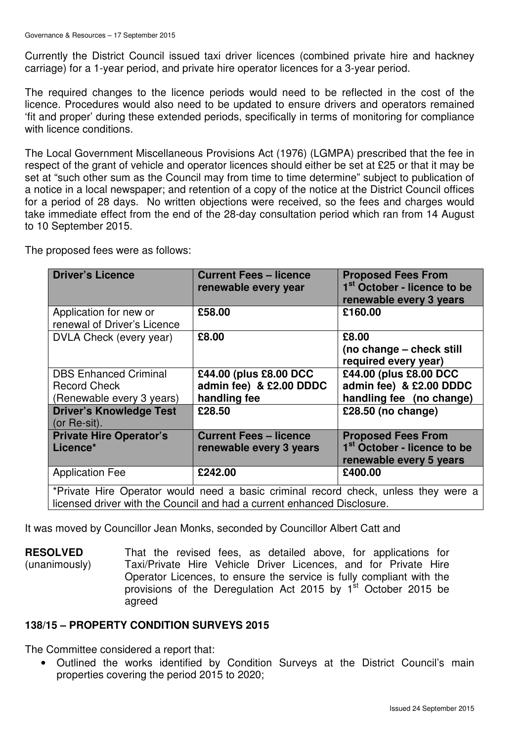Currently the District Council issued taxi driver licences (combined private hire and hackney carriage) for a 1-year period, and private hire operator licences for a 3-year period.

The required changes to the licence periods would need to be reflected in the cost of the licence. Procedures would also need to be updated to ensure drivers and operators remained 'fit and proper' during these extended periods, specifically in terms of monitoring for compliance with licence conditions.

The Local Government Miscellaneous Provisions Act (1976) (LGMPA) prescribed that the fee in respect of the grant of vehicle and operator licences should either be set at £25 or that it may be set at "such other sum as the Council may from time to time determine" subject to publication of a notice in a local newspaper; and retention of a copy of the notice at the District Council offices for a period of 28 days. No written objections were received, so the fees and charges would take immediate effect from the end of the 28-day consultation period which ran from 14 August to 10 September 2015.

The proposed fees were as follows:

| **Driver's Licence** | **Current Fees – licence renewable every year** | **Proposed Fees From 1st October - licence to be renewable every 3 years** |
|---|---|---|
| Application for new or renewal of Driver's Licence | **£58.00** | **£160.00** |
| DVLA Check (every year) | **£8.00** | **£8.00 (no change – check still required every year)** |
| DBS Enhanced Criminal Record Check (Renewable every 3 years) | **£44.00 (plus £8.00 DCC admin fee) & £2.00 DDDC handling fee** | **£44.00 (plus £8.00 DCC admin fee) & £2.00 DDDC handling fee (no change)** |
| **Driver's Knowledge Test** (or Re-sit). | **£28.50** | **£28.50 (no change)** |
| **Private Hire Operator's Licence*** | **Current Fees – licence renewable every 3 years** | **Proposed Fees From 1st October - licence to be renewable every 5 years** |
| Application Fee | **£242.00** | **£400.00** |
| *Private Hire Operator would need a basic criminal record check, unless they were a licensed driver with the Council and had a current enhanced Disclosure. | | |

It was moved by Councillor Jean Monks, seconded by Councillor Albert Catt and

**RESOLVED** (unanimously) That the revised fees, as detailed above, for applications for Taxi/Private Hire Vehicle Driver Licences, and for Private Hire Operator Licences, to ensure the service is fully compliant with the provisions of the Deregulation Act 2015 by 1st October 2015 be agreed

**138/15 – PROPERTY CONDITION SURVEYS 2015**

The Committee considered a report that:

- Outlined the works identified by Condition Surveys at the District Council's main properties covering the period 2015 to 2020;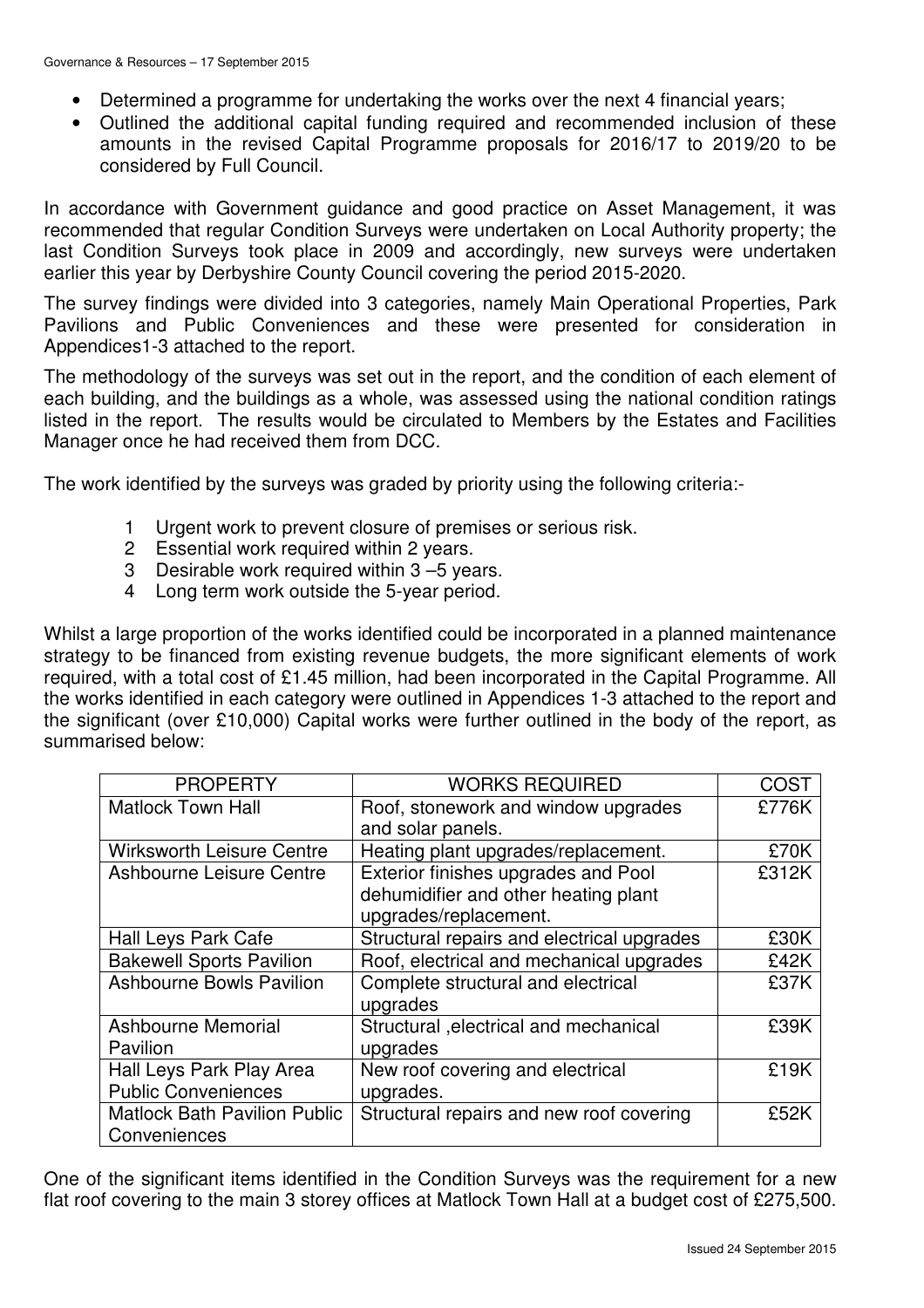- Determined a programme for undertaking the works over the next 4 financial years;
- Outlined the additional capital funding required and recommended inclusion of these amounts in the revised Capital Programme proposals for 2016/17 to 2019/20 to be considered by Full Council.

In accordance with Government guidance and good practice on Asset Management, it was recommended that regular Condition Surveys were undertaken on Local Authority property; the last Condition Surveys took place in 2009 and accordingly, new surveys were undertaken earlier this year by Derbyshire County Council covering the period 2015-2020.

The survey findings were divided into 3 categories, namely Main Operational Properties, Park Pavilions and Public Conveniences and these were presented for consideration in Appendices1-3 attached to the report.

The methodology of the surveys was set out in the report, and the condition of each element of each building, and the buildings as a whole, was assessed using the national condition ratings listed in the report. The results would be circulated to Members by the Estates and Facilities Manager once he had received them from DCC.

The work identified by the surveys was graded by priority using the following criteria:-

1. Urgent work to prevent closure of premises or serious risk.
2. Essential work required within 2 years.
3. Desirable work required within 3 –5 years.
4. Long term work outside the 5-year period.

Whilst a large proportion of the works identified could be incorporated in a planned maintenance strategy to be financed from existing revenue budgets, the more significant elements of work required, with a total cost of £1.45 million, had been incorporated in the Capital Programme. All the works identified in each category were outlined in Appendices 1-3 attached to the report and the significant (over £10,000) Capital works were further outlined in the body of the report, as summarised below:

| PROPERTY | WORKS REQUIRED | COST |
|---|---|---|
| Matlock Town Hall | Roof, stonework and window upgrades and solar panels. | £776K |
| Wirksworth Leisure Centre | Heating plant upgrades/replacement. | £70K |
| Ashbourne Leisure Centre | Exterior finishes upgrades and Pool dehumidifier and other heating plant upgrades/replacement. | £312K |
| Hall Leys Park Cafe | Structural repairs and electrical upgrades | £30K |
| Bakewell Sports Pavilion | Roof, electrical and mechanical upgrades | £42K |
| Ashbourne Bowls Pavilion | Complete structural and electrical upgrades | £37K |
| Ashbourne Memorial Pavilion | Structural ,electrical and mechanical upgrades | £39K |
| Hall Leys Park Play Area Public Conveniences | New roof covering and electrical upgrades. | £19K |
| Matlock Bath Pavilion Public Conveniences | Structural repairs and new roof covering | £52K |

One of the significant items identified in the Condition Surveys was the requirement for a new flat roof covering to the main 3 storey offices at Matlock Town Hall at a budget cost of £275,500.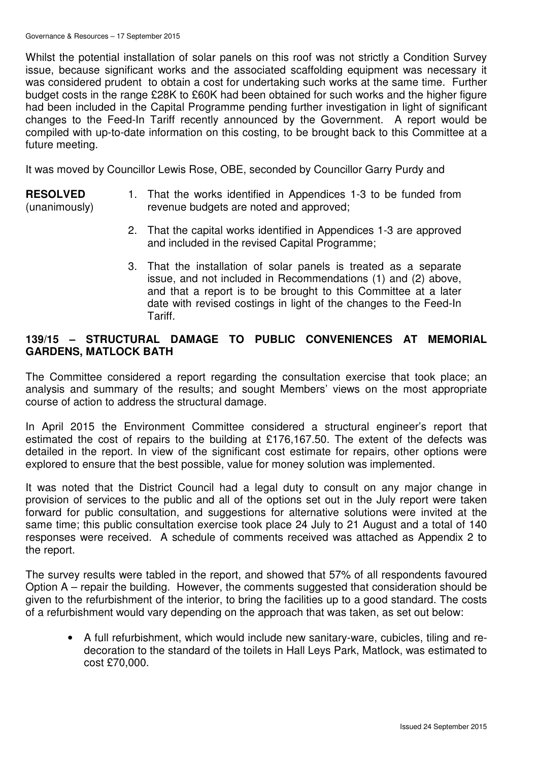Whilst the potential installation of solar panels on this roof was not strictly a Condition Survey issue, because significant works and the associated scaffolding equipment was necessary it was considered prudent to obtain a cost for undertaking such works at the same time. Further budget costs in the range £28K to £60K had been obtained for such works and the higher figure had been included in the Capital Programme pending further investigation in light of significant changes to the Feed-In Tariff recently announced by the Government. A report would be compiled with up-to-date information on this costing, to be brought back to this Committee at a future meeting.

It was moved by Councillor Lewis Rose, OBE, seconded by Councillor Garry Purdy and

**RESOLVED** (unanimously)

1. That the works identified in Appendices 1-3 to be funded from revenue budgets are noted and approved;
2. That the capital works identified in Appendices 1-3 are approved and included in the revised Capital Programme;
3. That the installation of solar panels is treated as a separate issue, and not included in Recommendations (1) and (2) above, and that a report is to be brought to this Committee at a later date with revised costings in light of the changes to the Feed-In Tariff.

## 139/15 – STRUCTURAL DAMAGE TO PUBLIC CONVENIENCES AT MEMORIAL GARDENS, MATLOCK BATH

The Committee considered a report regarding the consultation exercise that took place; an analysis and summary of the results; and sought Members' views on the most appropriate course of action to address the structural damage.

In April 2015 the Environment Committee considered a structural engineer's report that estimated the cost of repairs to the building at £176,167.50. The extent of the defects was detailed in the report. In view of the significant cost estimate for repairs, other options were explored to ensure that the best possible, value for money solution was implemented.

It was noted that the District Council had a legal duty to consult on any major change in provision of services to the public and all of the options set out in the July report were taken forward for public consultation, and suggestions for alternative solutions were invited at the same time; this public consultation exercise took place 24 July to 21 August and a total of 140 responses were received. A schedule of comments received was attached as Appendix 2 to the report.

The survey results were tabled in the report, and showed that 57% of all respondents favoured Option A – repair the building. However, the comments suggested that consideration should be given to the refurbishment of the interior, to bring the facilities up to a good standard. The costs of a refurbishment would vary depending on the approach that was taken, as set out below:

- A full refurbishment, which would include new sanitary-ware, cubicles, tiling and re-decoration to the standard of the toilets in Hall Leys Park, Matlock, was estimated to cost £70,000.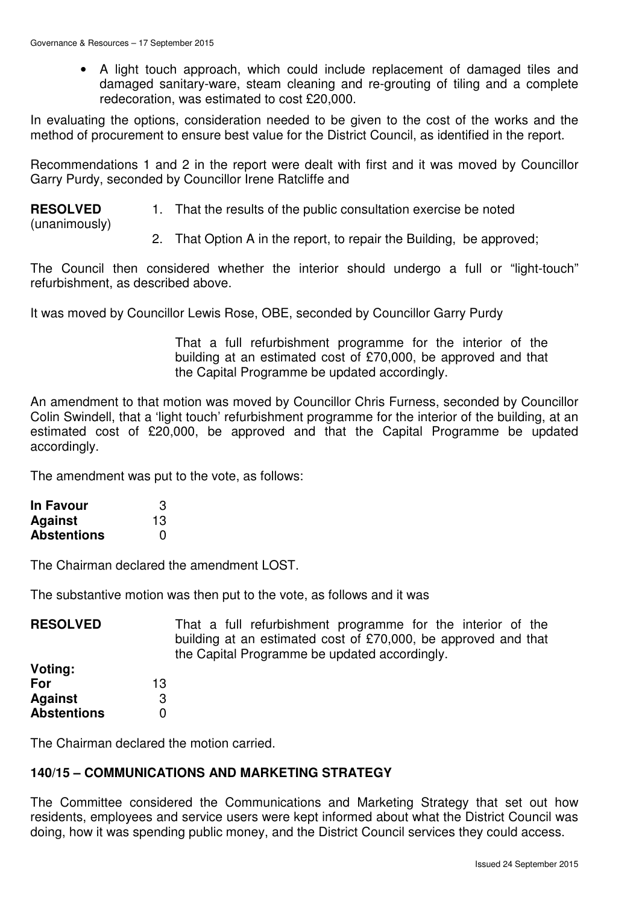- A light touch approach, which could include replacement of damaged tiles and damaged sanitary-ware, steam cleaning and re-grouting of tiling and a complete redecoration, was estimated to cost £20,000.

In evaluating the options, consideration needed to be given to the cost of the works and the method of procurement to ensure best value for the District Council, as identified in the report.

Recommendations 1 and 2 in the report were dealt with first and it was moved by Councillor Garry Purdy, seconded by Councillor Irene Ratcliffe and

**RESOLVED** (unanimously)

1. That the results of the public consultation exercise be noted
2. That Option A in the report, to repair the Building, be approved;

The Council then considered whether the interior should undergo a full or "light-touch" refurbishment, as described above.

It was moved by Councillor Lewis Rose, OBE, seconded by Councillor Garry Purdy

> That a full refurbishment programme for the interior of the building at an estimated cost of £70,000, be approved and that the Capital Programme be updated accordingly.

An amendment to that motion was moved by Councillor Chris Furness, seconded by Councillor Colin Swindell, that a 'light touch' refurbishment programme for the interior of the building, at an estimated cost of £20,000, be approved and that the Capital Programme be updated accordingly.

The amendment was put to the vote, as follows:

| | |
|---|---|
| **In Favour** | 3 |
| **Against** | 13 |
| **Abstentions** | 0 |

The Chairman declared the amendment LOST.

The substantive motion was then put to the vote, as follows and it was

**RESOLVED** That a full refurbishment programme for the interior of the building at an estimated cost of £70,000, be approved and that the Capital Programme be updated accordingly.

**Voting:**

| | |
|---|---|
| **For** | 13 |
| **Against** | 3 |
| **Abstentions** | 0 |

The Chairman declared the motion carried.

## 140/15 – COMMUNICATIONS AND MARKETING STRATEGY

The Committee considered the Communications and Marketing Strategy that set out how residents, employees and service users were kept informed about what the District Council was doing, how it was spending public money, and the District Council services they could access.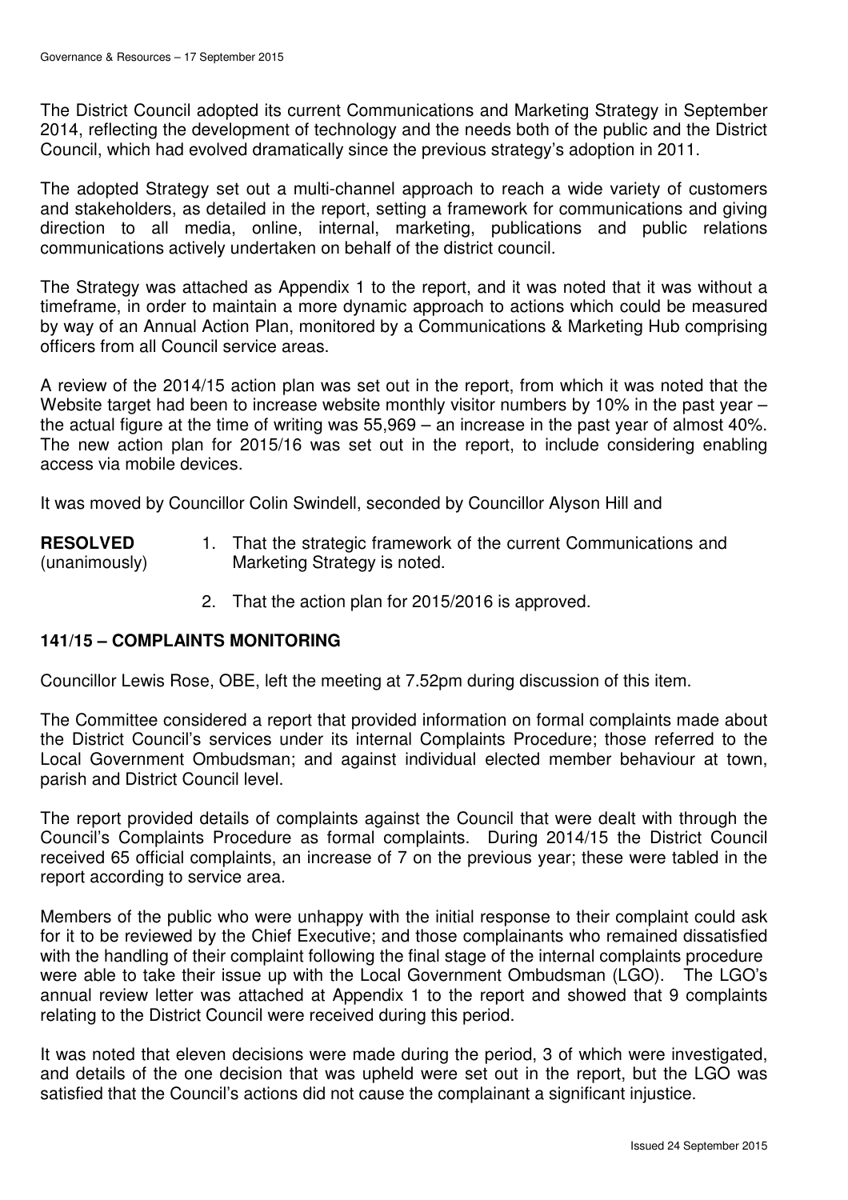The District Council adopted its current Communications and Marketing Strategy in September 2014, reflecting the development of technology and the needs both of the public and the District Council, which had evolved dramatically since the previous strategy's adoption in 2011.

The adopted Strategy set out a multi-channel approach to reach a wide variety of customers and stakeholders, as detailed in the report, setting a framework for communications and giving direction to all media, online, internal, marketing, publications and public relations communications actively undertaken on behalf of the district council.

The Strategy was attached as Appendix 1 to the report, and it was noted that it was without a timeframe, in order to maintain a more dynamic approach to actions which could be measured by way of an Annual Action Plan, monitored by a Communications & Marketing Hub comprising officers from all Council service areas.

A review of the 2014/15 action plan was set out in the report, from which it was noted that the Website target had been to increase website monthly visitor numbers by 10% in the past year – the actual figure at the time of writing was 55,969 – an increase in the past year of almost 40%. The new action plan for 2015/16 was set out in the report, to include considering enabling access via mobile devices.

It was moved by Councillor Colin Swindell, seconded by Councillor Alyson Hill and

**RESOLVED** (unanimously)

1. That the strategic framework of the current Communications and Marketing Strategy is noted.
2. That the action plan for 2015/2016 is approved.

## 141/15 – COMPLAINTS MONITORING

Councillor Lewis Rose, OBE, left the meeting at 7.52pm during discussion of this item.

The Committee considered a report that provided information on formal complaints made about the District Council's services under its internal Complaints Procedure; those referred to the Local Government Ombudsman; and against individual elected member behaviour at town, parish and District Council level.

The report provided details of complaints against the Council that were dealt with through the Council's Complaints Procedure as formal complaints. During 2014/15 the District Council received 65 official complaints, an increase of 7 on the previous year; these were tabled in the report according to service area.

Members of the public who were unhappy with the initial response to their complaint could ask for it to be reviewed by the Chief Executive; and those complainants who remained dissatisfied with the handling of their complaint following the final stage of the internal complaints procedure were able to take their issue up with the Local Government Ombudsman (LGO). The LGO's annual review letter was attached at Appendix 1 to the report and showed that 9 complaints relating to the District Council were received during this period.

It was noted that eleven decisions were made during the period, 3 of which were investigated, and details of the one decision that was upheld were set out in the report, but the LGO was satisfied that the Council's actions did not cause the complainant a significant injustice.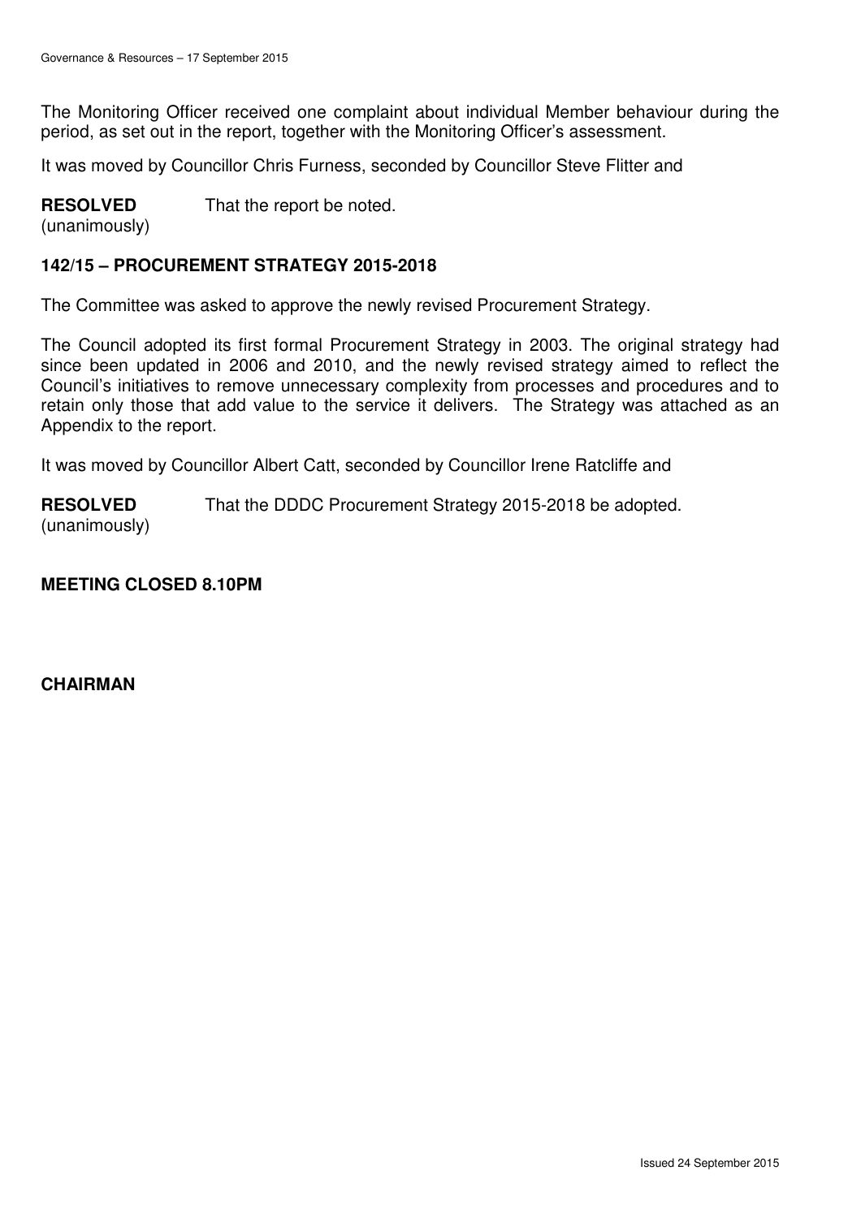The Monitoring Officer received one complaint about individual Member behaviour during the period, as set out in the report, together with the Monitoring Officer's assessment.

It was moved by Councillor Chris Furness, seconded by Councillor Steve Flitter and

**RESOLVED** (unanimously) That the report be noted.

**142/15 – PROCUREMENT STRATEGY 2015-2018**

The Committee was asked to approve the newly revised Procurement Strategy.

The Council adopted its first formal Procurement Strategy in 2003. The original strategy had since been updated in 2006 and 2010, and the newly revised strategy aimed to reflect the Council's initiatives to remove unnecessary complexity from processes and procedures and to retain only those that add value to the service it delivers. The Strategy was attached as an Appendix to the report.

It was moved by Councillor Albert Catt, seconded by Councillor Irene Ratcliffe and

**RESOLVED** (unanimously) That the DDDC Procurement Strategy 2015-2018 be adopted.

**MEETING CLOSED 8.10PM**

**CHAIRMAN**

Issued 24 September 2015